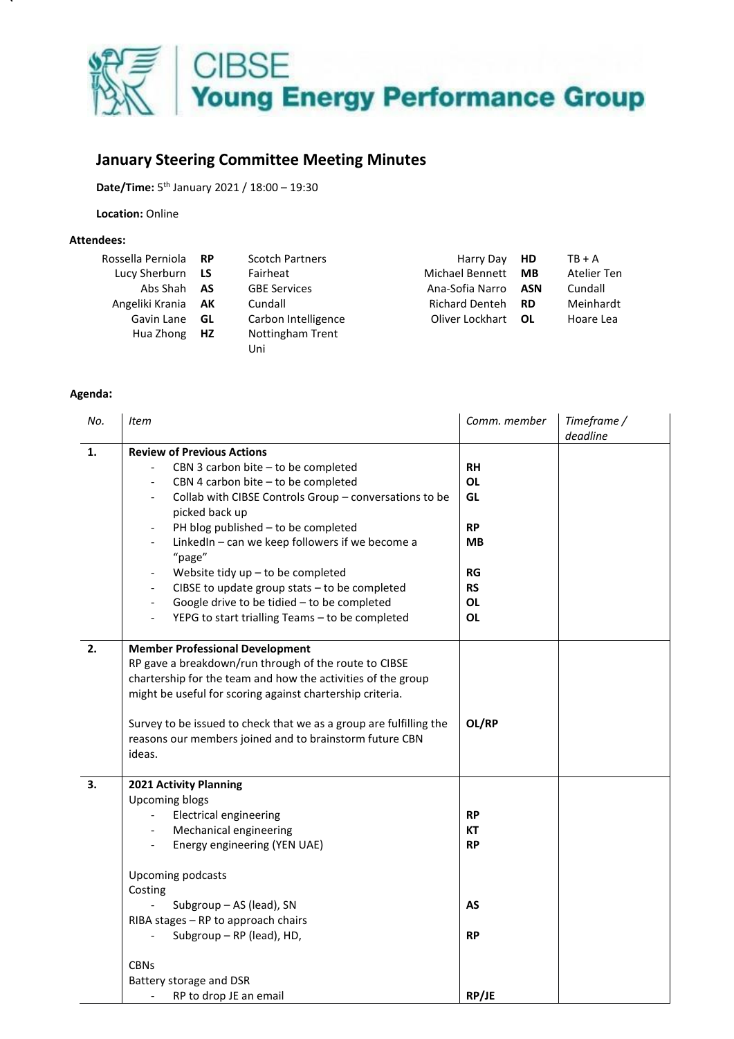CIBSE
**Young Energy Performance Group**

## January Steering Committee Meeting Minutes

**Date/Time:** 5th January 2021 / 18:00 – 19:30

**Location:** Online

### Attendees:

| Name | Initials | Company | Name | Initials | Company |
|---|---|---|---|---|---|
| Rossella Perniola | **RP** | Scotch Partners | Harry Day | **HD** | TB + A |
| Lucy Sherburn | **LS** | Fairheat | Michael Bennett | **MB** | Atelier Ten |
| Abs Shah | **AS** | GBE Services | Ana-Sofia Narro | **ASN** | Cundall |
| Angeliki Krania | **AK** | Cundall | Richard Denteh | **RD** | Meinhardt |
| Gavin Lane | **GL** | Carbon Intelligence | Oliver Lockhart | **OL** | Hoare Lea |
| Hua Zhong | **HZ** | Nottingham Trent Uni | | | |

### Agenda:

| *No.* | *Item* | *Comm. member* | *Timeframe / deadline* |
|---|---|---|---|
| **1.** | **Review of Previous Actions**<br>- CBN 3 carbon bite – to be completed<br>- CBN 4 carbon bite – to be completed<br>- Collab with CIBSE Controls Group – conversations to be picked back up<br>- PH blog published – to be completed<br>- LinkedIn – can we keep followers if we become a "page"<br>- Website tidy up – to be completed<br>- CIBSE to update group stats – to be completed<br>- Google drive to be tidied – to be completed<br>- YEPG to start trialling Teams – to be completed | **RH**<br>**OL**<br>**GL**<br><br>**RP**<br>**MB**<br><br>**RG**<br>**RS**<br>**OL**<br>**OL** | |
| **2.** | **Member Professional Development**<br>RP gave a breakdown/run through of the route to CIBSE chartership for the team and how the activities of the group might be useful for scoring against chartership criteria.<br><br>Survey to be issued to check that we as a group are fulfilling the reasons our members joined and to brainstorm future CBN ideas. | <br><br><br><br>**OL/RP** | |
| **3.** | **2021 Activity Planning**<br>Upcoming blogs<br>- Electrical engineering<br>- Mechanical engineering<br>- Energy engineering (YEN UAE)<br><br>Upcoming podcasts<br>Costing<br>- Subgroup – AS (lead), SN<br>RIBA stages – RP to approach chairs<br>- Subgroup – RP (lead), HD,<br><br>CBNs<br>Battery storage and DSR<br>- RP to drop JE an email | <br><br>**RP**<br>**KT**<br>**RP**<br><br><br><br>**AS**<br><br>**RP**<br><br><br><br>**RP/JE** | |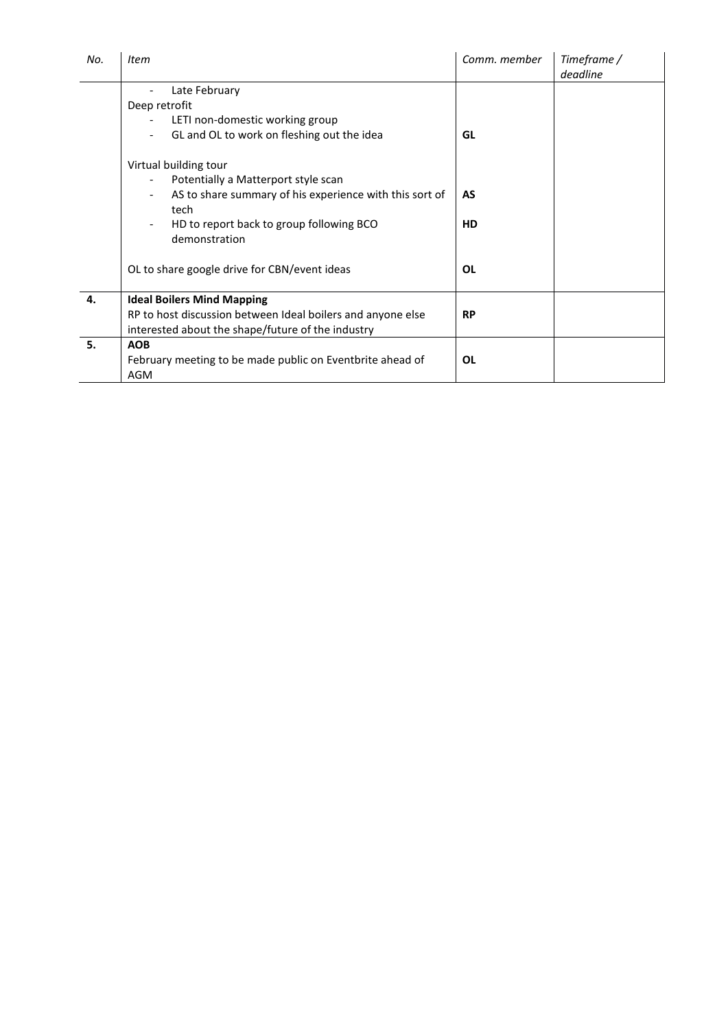| *No.* | *Item* | *Comm. member* | *Timeframe / deadline* |
|---|---|---|---|
| | - Late February<br>Deep retrofit<br>- LETI non-domestic working group<br>- GL and OL to work on fleshing out the idea<br><br>Virtual building tour<br>- Potentially a Matterport style scan<br>- AS to share summary of his experience with this sort of tech<br>- HD to report back to group following BCO demonstration<br><br>OL to share google drive for CBN/event ideas | **GL**<br><br>**AS**<br><br>**HD**<br><br>**OL** | |
| **4.** | **Ideal Boilers Mind Mapping**<br>RP to host discussion between Ideal boilers and anyone else interested about the shape/future of the industry | **RP** | |
| **5.** | **AOB**<br>February meeting to be made public on Eventbrite ahead of AGM | **OL** | |